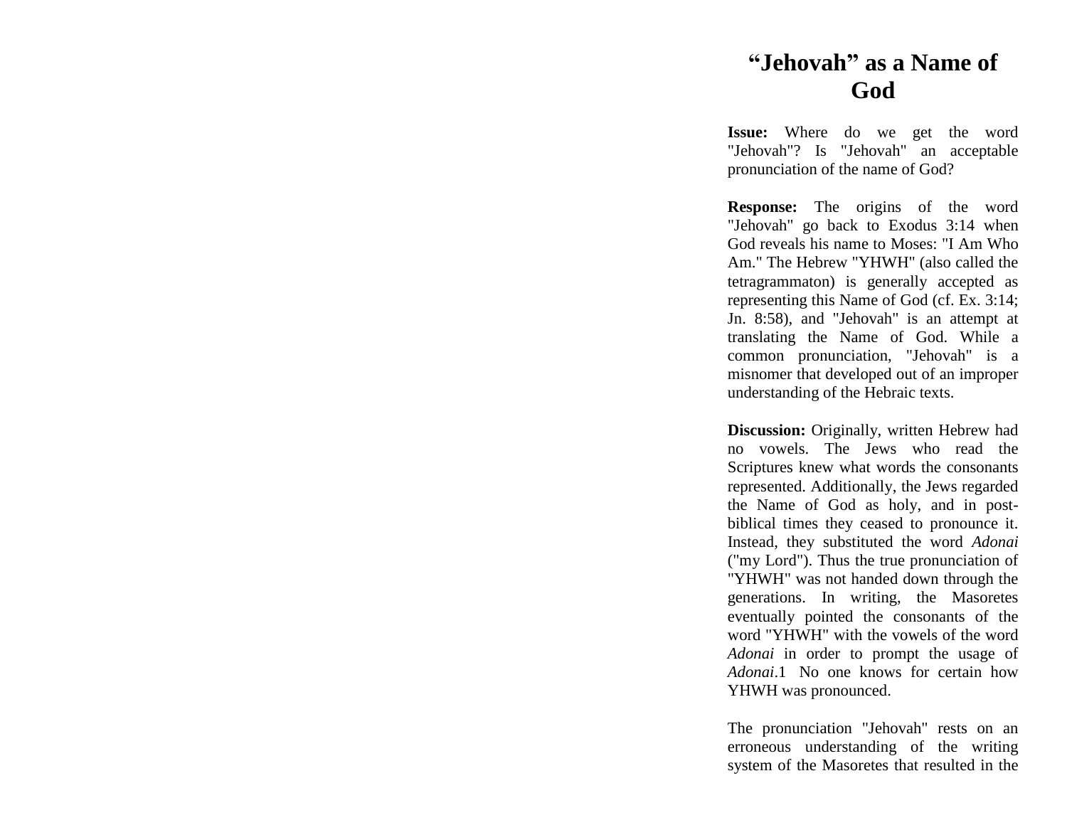# "Jehovah" as a Name of God

**Issue:** Where do we get the word "Jehovah"? Is "Jehovah" an acceptable pronunciation of the name of God?

**Response:** The origins of the word "Jehovah" go back to Exodus 3:14 when God reveals his name to Moses: "I Am Who Am." The Hebrew "YHWH" (also called the tetragrammaton) is generally accepted as representing this Name of God (cf. Ex. 3:14; Jn. 8:58), and "Jehovah" is an attempt at translating the Name of God. While a common pronunciation, "Jehovah" is a misnomer that developed out of an improper understanding of the Hebraic texts.

**Discussion:** Originally, written Hebrew had no vowels. The Jews who read the Scriptures knew what words the consonants represented. Additionally, the Jews regarded the Name of God as holy, and in post-biblical times they ceased to pronounce it. Instead, they substituted the word *Adonai* ("my Lord"). Thus the true pronunciation of "YHWH" was not handed down through the generations. In writing, the Masoretes eventually pointed the consonants of the word "YHWH" with the vowels of the word *Adonai* in order to prompt the usage of *Adonai*.[1] No one knows for certain how YHWH was pronounced.

The pronunciation "Jehovah" rests on an erroneous understanding of the writing system of the Masoretes that resulted in the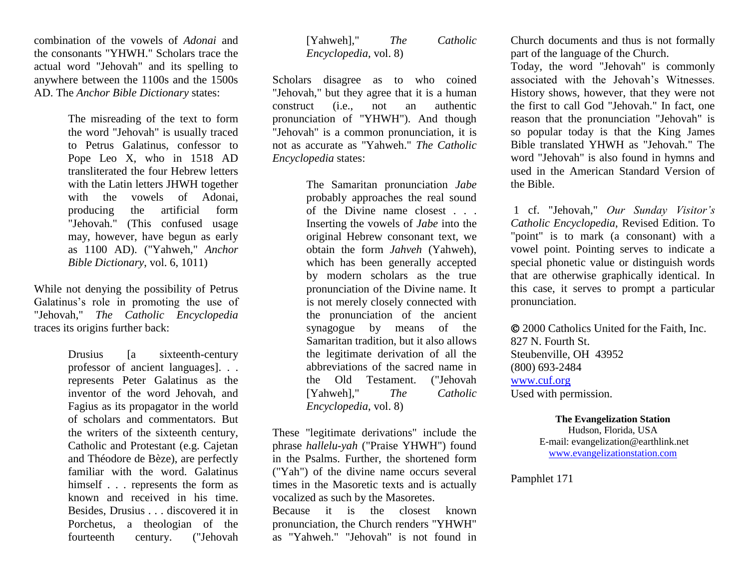combination of the vowels of *Adonai* and the consonants "YHWH." Scholars trace the actual word "Jehovah" and its spelling to anywhere between the 1100s and the 1500s AD. The *Anchor Bible Dictionary* states:

> The misreading of the text to form the word "Jehovah" is usually traced to Petrus Galatinus, confessor to Pope Leo X, who in 1518 AD transliterated the four Hebrew letters with the Latin letters JHWH together with the vowels of Adonai, producing the artificial form "Jehovah." (This confused usage may, however, have begun as early as 1100 AD). ("Yahweh," *Anchor Bible Dictionary*, vol. 6, 1011)

While not denying the possibility of Petrus Galatinus's role in promoting the use of "Jehovah," *The Catholic Encyclopedia* traces its origins further back:

> Drusius [a sixteenth-century professor of ancient languages]. . . represents Peter Galatinus as the inventor of the word Jehovah, and Fagius as its propagator in the world of scholars and commentators. But the writers of the sixteenth century, Catholic and Protestant (e.g. Cajetan and Théodore de Bèze), are perfectly familiar with the word. Galatinus himself . . . represents the form as known and received in his time. Besides, Drusius . . . discovered it in Porchetus, a theologian of the fourteenth century. ("Jehovah [Yahweh]," *The Catholic Encyclopedia*, vol. 8)

Scholars disagree as to who coined "Jehovah," but they agree that it is a human construct (i.e., not an authentic pronunciation of "YHWH"). And though "Jehovah" is a common pronunciation, it is not as accurate as "Yahweh." *The Catholic Encyclopedia* states:

> The Samaritan pronunciation *Jabe* probably approaches the real sound of the Divine name closest . . . Inserting the vowels of *Jabe* into the original Hebrew consonant text, we obtain the form *Jahveh* (Yahweh), which has been generally accepted by modern scholars as the true pronunciation of the Divine name. It is not merely closely connected with the pronunciation of the ancient synagogue by means of the Samaritan tradition, but it also allows the legitimate derivation of all the abbreviations of the sacred name in the Old Testament. ("Jehovah [Yahweh]," *The Catholic Encyclopedia*, vol. 8)

These "legitimate derivations" include the phrase *hallelu-yah* ("Praise YHWH") found in the Psalms. Further, the shortened form ("Yah") of the divine name occurs several times in the Masoretic texts and is actually vocalized as such by the Masoretes.

Because it is the closest known pronunciation, the Church renders "YHWH" as "Yahweh." "Jehovah" is not found in Church documents and thus is not formally part of the language of the Church.

Today, the word "Jehovah" is commonly associated with the Jehovah's Witnesses. History shows, however, that they were not the first to call God "Jehovah." In fact, one reason that the pronunciation "Jehovah" is so popular today is that the King James Bible translated YHWH as "Jehovah." The word "Jehovah" is also found in hymns and used in the American Standard Version of the Bible.

1 cf. "Jehovah," *Our Sunday Visitor's Catholic Encyclopedia*, Revised Edition. To "point" is to mark (a consonant) with a vowel point. Pointing serves to indicate a special phonetic value or distinguish words that are otherwise graphically identical. In this case, it serves to prompt a particular pronunciation.

© 2000 Catholics United for the Faith, Inc.
827 N. Fourth St.
Steubenville, OH 43952
(800) 693-2484
www.cuf.org
Used with permission.

**The Evangelization Station**
Hudson, Florida, USA
E-mail: evangelization@earthlink.net
www.evangelizationstation.com

Pamphlet 171